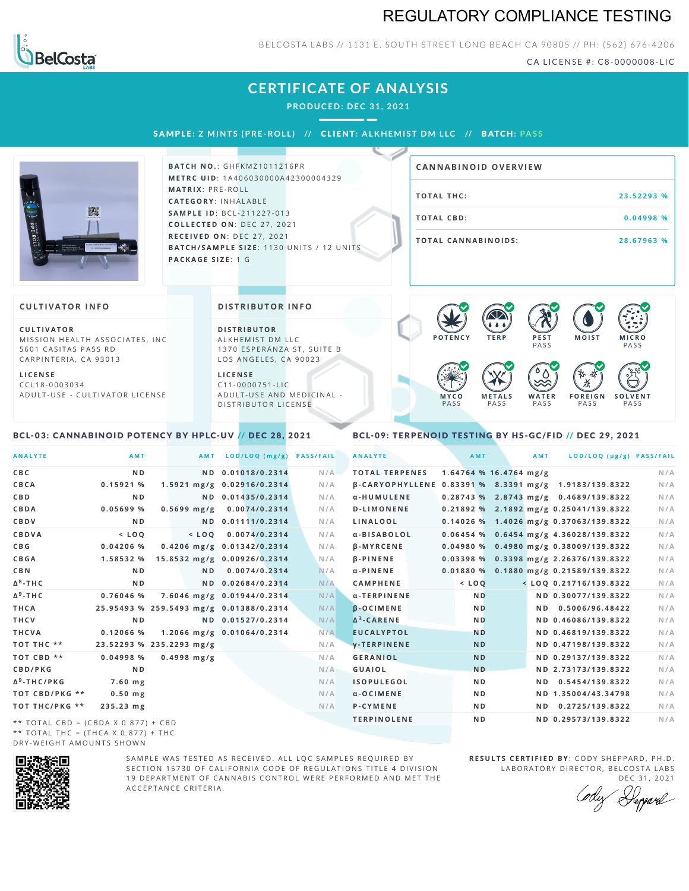# REGULATORY COMPLIANCE TESTING

BELCOSTA LABS // 1131 E. SOUTH STREET LONG BEACH CA 90805 // PH: (562) 676-4206

CA LICENSE #: C8-0000008-LIC

## CERTIFICATE OF ANALYSIS

PRODUCED: DEC 31, 2021

**SAMPLE:** Z MINTS (PRE-ROLL) // **CLIENT:** ALKHEMIST DM LLC // **BATCH:** PASS

**BATCH NO.**: GHFKMZ1011216PR
**METRC UID**: 1A406030000A42300004329
**MATRIX**: PRE-ROLL
**CATEGORY**: INHALABLE
**SAMPLE ID**: BCL-211227-013
**COLLECTED ON**: DEC 27, 2021
**RECEIVED ON**: DEC 27, 2021
**BATCH/SAMPLE SIZE**: 1130 UNITS / 12 UNITS
**PACKAGE SIZE**: 1 G

### CANNABINOID OVERVIEW

| | |
|---|---|
| TOTAL THC: | 23.52293 % |
| TOTAL CBD: | 0.04998 % |
| TOTAL CANNABINOIDS: | 28.67963 % |

### CULTIVATOR INFO

**CULTIVATOR**
MISSION HEALTH ASSOCIATES, INC
5601 CASITAS PASS RD
CARPINTERIA, CA 93013

**LICENSE**
CCL18-0003034
ADULT-USE - CULTIVATOR LICENSE

### DISTRIBUTOR INFO

**DISTRIBUTOR**
ALKHEMIST DM LLC
1370 ESPERANZA ST, SUITE B
LOS ANGELES, CA 90023

**LICENSE**
C11-0000751-LIC
ADULT-USE AND MEDICINAL - DISTRIBUTOR LICENSE

POTENCY | TERP | PEST PASS | MOIST | MICRO PASS | MYCO PASS | METALS PASS | WATER PASS | FOREIGN PASS | SOLVENT PASS

### BCL-03: CANNABINOID POTENCY BY HPLC-UV // DEC 28, 2021

| ANALYTE | AMT | AMT | LOD/LOQ (mg/g) | PASS/FAIL |
|---|---|---|---|---|
| CBC | ND | ND | 0.01018/0.2314 | N/A |
| CBCA | 0.15921 % | 1.5921 mg/g | 0.02916/0.2314 | N/A |
| CBD | ND | ND | 0.01435/0.2314 | N/A |
| CBDA | 0.05699 % | 0.5699 mg/g | 0.0074/0.2314 | N/A |
| CBDV | ND | ND | 0.01111/0.2314 | N/A |
| CBDVA | < LOQ | < LOQ | 0.0074/0.2314 | N/A |
| CBG | 0.04206 % | 0.4206 mg/g | 0.01342/0.2314 | N/A |
| CBGA | 1.58532 % | 15.8532 mg/g | 0.00926/0.2314 | N/A |
| CBN | ND | ND | 0.0074/0.2314 | N/A |
| Δ⁸-THC | ND | ND | 0.02684/0.2314 | N/A |
| Δ⁹-THC | 0.76046 % | 7.6046 mg/g | 0.01944/0.2314 | N/A |
| THCA | 25.95493 % | 259.5493 mg/g | 0.01388/0.2314 | N/A |
| THCV | ND | ND | 0.01527/0.2314 | N/A |
| THCVA | 0.12066 % | 1.2066 mg/g | 0.01064/0.2314 | N/A |
| TOT THC ** | 23.52293 % | 235.2293 mg/g | | N/A |
| TOT CBD ** | 0.04998 % | 0.4998 mg/g | | N/A |
| CBD/PKG | ND | | | N/A |
| Δ⁹-THC/PKG | 7.60 mg | | | N/A |
| TOT CBD/PKG ** | 0.50 mg | | | N/A |
| TOT THC/PKG ** | 235.23 mg | | | N/A |

** TOTAL CBD = (CBDA X 0.877) + CBD
** TOTAL THC = (THCA X 0.877) + THC
DRY-WEIGHT AMOUNTS SHOWN

### BCL-09: TERPENOID TESTING BY HS-GC/FID // DEC 29, 2021

| ANALYTE | AMT | AMT | LOD/LOQ (μg/g) | PASS/FAIL |
|---|---|---|---|---|
| TOTAL TERPENES | 1.64764 % | 16.4764 mg/g | | N/A |
| β-CARYOPHYLLENE | 0.83391 % | 8.3391 mg/g | 1.9183/139.8322 | N/A |
| α-HUMULENE | 0.28743 % | 2.8743 mg/g | 0.4689/139.8322 | N/A |
| D-LIMONENE | 0.21892 % | 2.1892 mg/g | 0.25041/139.8322 | N/A |
| LINALOOL | 0.14026 % | 1.4026 mg/g | 0.37063/139.8322 | N/A |
| α-BISABOLOL | 0.06454 % | 0.6454 mg/g | 4.36028/139.8322 | N/A |
| β-MYRCENE | 0.04980 % | 0.4980 mg/g | 0.38009/139.8322 | N/A |
| β-PINENE | 0.03398 % | 0.3398 mg/g | 2.26376/139.8322 | N/A |
| α-PINENE | 0.01880 % | 0.1880 mg/g | 0.21589/139.8322 | N/A |
| CAMPHENE | < LOQ | < LOQ | 0.21716/139.8322 | N/A |
| α-TERPINENE | ND | ND | 0.30077/139.8322 | N/A |
| β-OCIMENE | ND | ND | 0.5006/96.48422 | N/A |
| Δ³-CARENE | ND | ND | 0.46086/139.8322 | N/A |
| EUCALYPTOL | ND | ND | 0.46819/139.8322 | N/A |
| γ-TERPINENE | ND | ND | 0.47198/139.8322 | N/A |
| GERANIOL | ND | ND | 0.29137/139.8322 | N/A |
| GUAIOL | ND | ND | 2.73173/139.8322 | N/A |
| ISOPULEGOL | ND | ND | 0.5454/139.8322 | N/A |
| α-OCIMENE | ND | ND | 1.35004/43.34798 | N/A |
| P-CYMENE | ND | ND | 0.2725/139.8322 | N/A |
| TERPINOLENE | ND | ND | 0.29573/139.8322 | N/A |

SAMPLE WAS TESTED AS RECEIVED. ALL LQC SAMPLES REQUIRED BY SECTION 15730 OF CALIFORNIA CODE OF REGULATIONS TITLE 4 DIVISION 19 DEPARTMENT OF CANNABIS CONTROL WERE PERFORMED AND MET THE ACCEPTANCE CRITERIA.

**RESULTS CERTIFIED BY**: CODY SHEPPARD, PH.D.
LABORATORY DIRECTOR, BELCOSTA LABS
DEC 31, 2021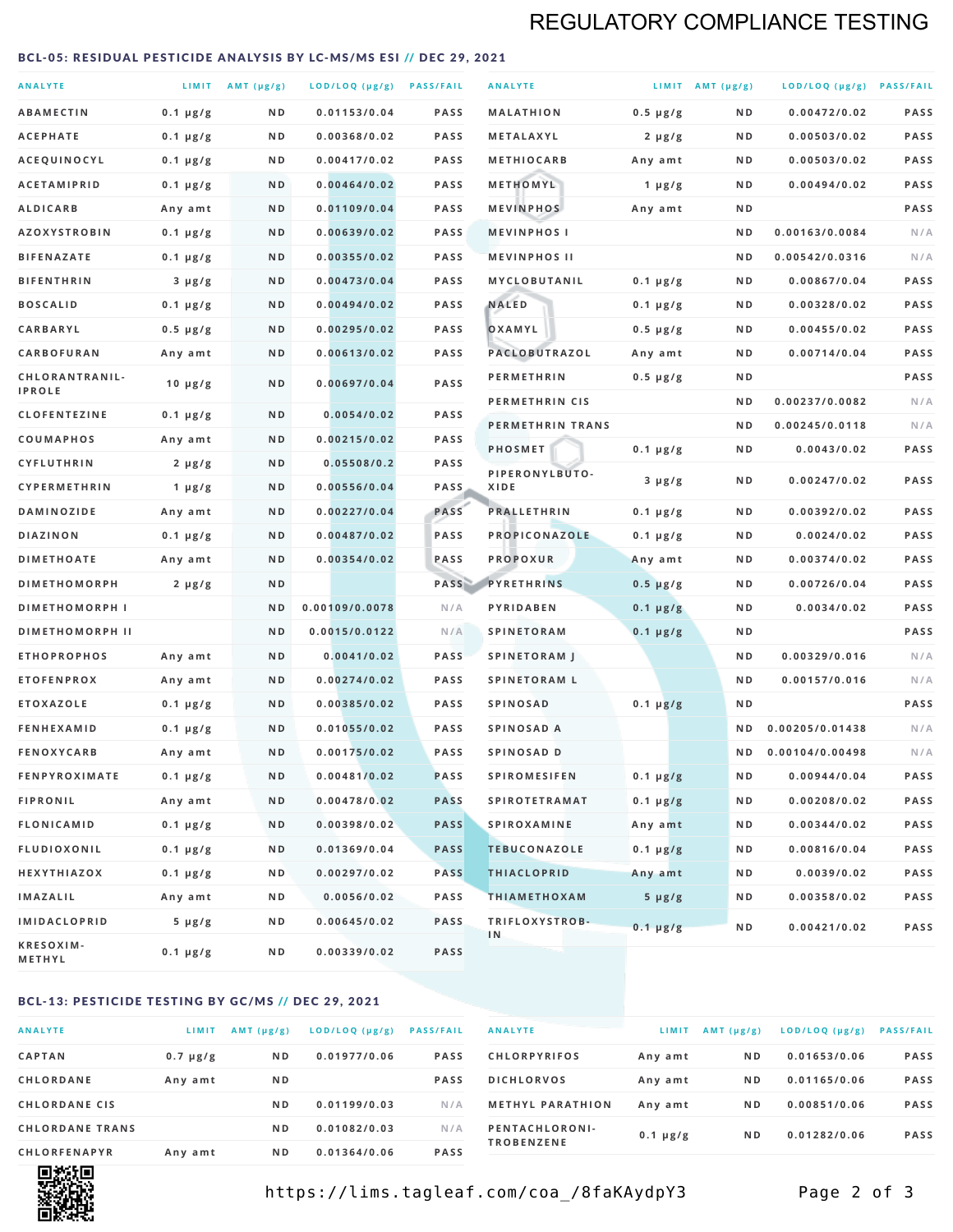# REGULATORY COMPLIANCE TESTING

## BCL-05: RESIDUAL PESTICIDE ANALYSIS BY LC-MS/MS ESI // DEC 29, 2021

| ANALYTE | LIMIT | AMT (µg/g) | LOD/LOQ (µg/g) | PASS/FAIL |
|---|---|---|---|---|
| ABAMECTIN | 0.1 µg/g | ND | 0.01153/0.04 | PASS |
| ACEPHATE | 0.1 µg/g | ND | 0.00368/0.02 | PASS |
| ACEQUINOCYL | 0.1 µg/g | ND | 0.00417/0.02 | PASS |
| ACETAMIPRID | 0.1 µg/g | ND | 0.00464/0.02 | PASS |
| ALDICARB | Any amt | ND | 0.01109/0.04 | PASS |
| AZOXYSTROBIN | 0.1 µg/g | ND | 0.00639/0.02 | PASS |
| BIFENAZATE | 0.1 µg/g | ND | 0.00355/0.02 | PASS |
| BIFENTHRIN | 3 µg/g | ND | 0.00473/0.04 | PASS |
| BOSCALID | 0.1 µg/g | ND | 0.00494/0.02 | PASS |
| CARBARYL | 0.5 µg/g | ND | 0.00295/0.02 | PASS |
| CARBOFURAN | Any amt | ND | 0.00613/0.02 | PASS |
| CHLORANTRANILIPROLE | 10 µg/g | ND | 0.00697/0.04 | PASS |
| CLOFENTEZINE | 0.1 µg/g | ND | 0.0054/0.02 | PASS |
| COUMAPHOS | Any amt | ND | 0.00215/0.02 | PASS |
| CYFLUTHRIN | 2 µg/g | ND | 0.05508/0.2 | PASS |
| CYPERMETHRIN | 1 µg/g | ND | 0.00556/0.04 | PASS |
| DAMINOZIDE | Any amt | ND | 0.00227/0.04 | PASS |
| DIAZINON | 0.1 µg/g | ND | 0.00487/0.02 | PASS |
| DIMETHOATE | Any amt | ND | 0.00354/0.02 | PASS |
| DIMETHOMORPH | 2 µg/g | ND | | PASS |
| DIMETHOMORPH I | | ND | 0.00109/0.0078 | N/A |
| DIMETHOMORPH II | | ND | 0.0015/0.0122 | N/A |
| ETHOPROPHOS | Any amt | ND | 0.0041/0.02 | PASS |
| ETOFENPROX | Any amt | ND | 0.00274/0.02 | PASS |
| ETOXAZOLE | 0.1 µg/g | ND | 0.00385/0.02 | PASS |
| FENHEXAMID | 0.1 µg/g | ND | 0.01055/0.02 | PASS |
| FENOXYCARB | Any amt | ND | 0.00175/0.02 | PASS |
| FENPYROXIMATE | 0.1 µg/g | ND | 0.00481/0.02 | PASS |
| FIPRONIL | Any amt | ND | 0.00478/0.02 | PASS |
| FLONICAMID | 0.1 µg/g | ND | 0.00398/0.02 | PASS |
| FLUDIOXONIL | 0.1 µg/g | ND | 0.01369/0.04 | PASS |
| HEXYTHIAZOX | 0.1 µg/g | ND | 0.00297/0.02 | PASS |
| IMAZALIL | Any amt | ND | 0.0056/0.02 | PASS |
| IMIDACLOPRID | 5 µg/g | ND | 0.00645/0.02 | PASS |
| KRESOXIM-METHYL | 0.1 µg/g | ND | 0.00339/0.02 | PASS |
| MALATHION | 0.5 µg/g | ND | 0.00472/0.02 | PASS |
| METALAXYL | 2 µg/g | ND | 0.00503/0.02 | PASS |
| METHIOCARB | Any amt | ND | 0.00503/0.02 | PASS |
| METHOMYL | 1 µg/g | ND | 0.00494/0.02 | PASS |
| MEVINPHOS | Any amt | ND | | PASS |
| MEVINPHOS I | | ND | 0.00163/0.0084 | N/A |
| MEVINPHOS II | | ND | 0.00542/0.0316 | N/A |
| MYCLOBUTANIL | 0.1 µg/g | ND | 0.00867/0.04 | PASS |
| NALED | 0.1 µg/g | ND | 0.00328/0.02 | PASS |
| OXAMYL | 0.5 µg/g | ND | 0.00455/0.02 | PASS |
| PACLOBUTRAZOL | Any amt | ND | 0.00714/0.04 | PASS |
| PERMETHRIN | 0.5 µg/g | ND | | PASS |
| PERMETHRIN CIS | | ND | 0.00237/0.0082 | N/A |
| PERMETHRIN TRANS | | ND | 0.00245/0.0118 | N/A |
| PHOSMET | 0.1 µg/g | ND | 0.0043/0.02 | PASS |
| PIPERONYLBUTOXIDE | 3 µg/g | ND | 0.00247/0.02 | PASS |
| PRALLETHRIN | 0.1 µg/g | ND | 0.00392/0.02 | PASS |
| PROPICONAZOLE | 0.1 µg/g | ND | 0.0024/0.02 | PASS |
| PROPOXUR | Any amt | ND | 0.00374/0.02 | PASS |
| PYRETHRINS | 0.5 µg/g | ND | 0.00726/0.04 | PASS |
| PYRIDABEN | 0.1 µg/g | ND | 0.0034/0.02 | PASS |
| SPINETORAM | 0.1 µg/g | ND | | PASS |
| SPINETORAM J | | ND | 0.00329/0.016 | N/A |
| SPINETORAM L | | ND | 0.00157/0.016 | N/A |
| SPINOSAD | 0.1 µg/g | ND | | PASS |
| SPINOSAD A | | ND | 0.00205/0.01438 | N/A |
| SPINOSAD D | | ND | 0.00104/0.00498 | N/A |
| SPIROMESIFEN | 0.1 µg/g | ND | 0.00944/0.04 | PASS |
| SPIROTETRAMAT | 0.1 µg/g | ND | 0.00208/0.02 | PASS |
| SPIROXAMINE | Any amt | ND | 0.00344/0.02 | PASS |
| TEBUCONAZOLE | 0.1 µg/g | ND | 0.00816/0.04 | PASS |
| THIACLOPRID | Any amt | ND | 0.0039/0.02 | PASS |
| THIAMETHOXAM | 5 µg/g | ND | 0.00358/0.02 | PASS |
| TRIFLOXYSTROBIN | 0.1 µg/g | ND | 0.00421/0.02 | PASS |

## BCL-13: PESTICIDE TESTING BY GC/MS // DEC 29, 2021

| ANALYTE | LIMIT | AMT (µg/g) | LOD/LOQ (µg/g) | PASS/FAIL |
|---|---|---|---|---|
| CAPTAN | 0.7 µg/g | ND | 0.01977/0.06 | PASS |
| CHLORDANE | Any amt | ND | | PASS |
| CHLORDANE CIS | | ND | 0.01199/0.03 | N/A |
| CHLORDANE TRANS | | ND | 0.01082/0.03 | N/A |
| CHLORFENAPYR | Any amt | ND | 0.01364/0.06 | PASS |
| CHLORPYRIFOS | Any amt | ND | 0.01653/0.06 | PASS |
| DICHLORVOS | Any amt | ND | 0.01165/0.06 | PASS |
| METHYL PARATHION | Any amt | ND | 0.00851/0.06 | PASS |
| PENTACHLORONITROBENZENE | 0.1 µg/g | ND | 0.01282/0.06 | PASS |

https://lims.tagleaf.com/coa_/8faKAydpY3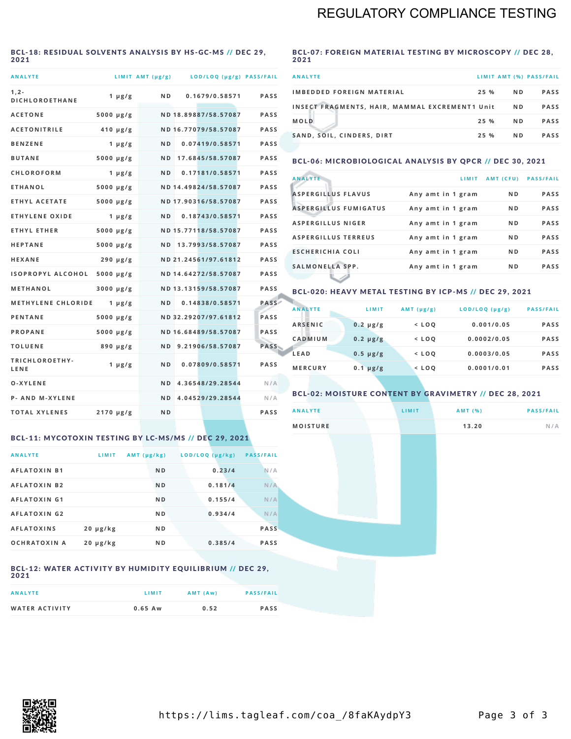# REGULATORY COMPLIANCE TESTING

## BCL-18: RESIDUAL SOLVENTS ANALYSIS BY HS-GC-MS // DEC 29, 2021

| ANALYTE | LIMIT | AMT (µg/g) | LOD/LOQ (µg/g) | PASS/FAIL |
|---|---|---|---|---|
| 1,2-DICHLOROETHANE | 1 µg/g | ND | 0.1679/0.58571 | PASS |
| ACETONE | 5000 µg/g | ND | 18.89887/58.57087 | PASS |
| ACETONITRILE | 410 µg/g | ND | 16.77079/58.57087 | PASS |
| BENZENE | 1 µg/g | ND | 0.07419/0.58571 | PASS |
| BUTANE | 5000 µg/g | ND | 17.6845/58.57087 | PASS |
| CHLOROFORM | 1 µg/g | ND | 0.17181/0.58571 | PASS |
| ETHANOL | 5000 µg/g | ND | 14.49824/58.57087 | PASS |
| ETHYL ACETATE | 5000 µg/g | ND | 17.90316/58.57087 | PASS |
| ETHYLENE OXIDE | 1 µg/g | ND | 0.18743/0.58571 | PASS |
| ETHYL ETHER | 5000 µg/g | ND | 15.77118/58.57087 | PASS |
| HEPTANE | 5000 µg/g | ND | 13.7993/58.57087 | PASS |
| HEXANE | 290 µg/g | ND | 21.24561/97.61812 | PASS |
| ISOPROPYL ALCOHOL | 5000 µg/g | ND | 14.64272/58.57087 | PASS |
| METHANOL | 3000 µg/g | ND | 13.13159/58.57087 | PASS |
| METHYLENE CHLORIDE | 1 µg/g | ND | 0.14838/0.58571 | PASS |
| PENTANE | 5000 µg/g | ND | 32.29207/97.61812 | PASS |
| PROPANE | 5000 µg/g | ND | 16.68489/58.57087 | PASS |
| TOLUENE | 890 µg/g | ND | 9.21906/58.57087 | PASS |
| TRICHLOROETHYLENE | 1 µg/g | ND | 0.07809/0.58571 | PASS |
| O-XYLENE | | ND | 4.36548/29.28544 | N/A |
| P- AND M-XYLENE | | ND | 4.04529/29.28544 | N/A |
| TOTAL XYLENES | 2170 µg/g | ND | | PASS |

## BCL-11: MYCOTOXIN TESTING BY LC-MS/MS // DEC 29, 2021

| ANALYTE | LIMIT | AMT (µg/kg) | LOD/LOQ (µg/kg) | PASS/FAIL |
|---|---|---|---|---|
| AFLATOXIN B1 | | ND | 0.23/4 | N/A |
| AFLATOXIN B2 | | ND | 0.181/4 | N/A |
| AFLATOXIN G1 | | ND | 0.155/4 | N/A |
| AFLATOXIN G2 | | ND | 0.934/4 | N/A |
| AFLATOXINS | 20 µg/kg | ND | | PASS |
| OCHRATOXIN A | 20 µg/kg | ND | 0.385/4 | PASS |

## BCL-12: WATER ACTIVITY BY HUMIDITY EQUILIBRIUM // DEC 29, 2021

| ANALYTE | LIMIT | AMT (Aw) | PASS/FAIL |
|---|---|---|---|
| WATER ACTIVITY | 0.65 Aw | 0.52 | PASS |

## BCL-07: FOREIGN MATERIAL TESTING BY MICROSCOPY // DEC 28, 2021

| ANALYTE | LIMIT | AMT (%) | PASS/FAIL |
|---|---|---|---|
| IMBEDDED FOREIGN MATERIAL | 25 % | ND | PASS |
| INSECT FRAGMENTS, HAIR, MAMMAL EXCREMENT | 1 Unit | ND | PASS |
| MOLD | 25 % | ND | PASS |
| SAND, SOIL, CINDERS, DIRT | 25 % | ND | PASS |

## BCL-06: MICROBIOLOGICAL ANALYSIS BY QPCR // DEC 30, 2021

| ANALYTE | LIMIT | AMT (CFU) | PASS/FAIL |
|---|---|---|---|
| ASPERGILLUS FLAVUS | Any amt in 1 gram | ND | PASS |
| ASPERGILLUS FUMIGATUS | Any amt in 1 gram | ND | PASS |
| ASPERGILLUS NIGER | Any amt in 1 gram | ND | PASS |
| ASPERGILLUS TERREUS | Any amt in 1 gram | ND | PASS |
| ESCHERICHIA COLI | Any amt in 1 gram | ND | PASS |
| SALMONELLA SPP. | Any amt in 1 gram | ND | PASS |

## BCL-020: HEAVY METAL TESTING BY ICP-MS // DEC 29, 2021

| ANALYTE | LIMIT | AMT (µg/g) | LOD/LOQ (µg/g) | PASS/FAIL |
|---|---|---|---|---|
| ARSENIC | 0.2 µg/g | < LOQ | 0.001/0.05 | PASS |
| CADMIUM | 0.2 µg/g | < LOQ | 0.0002/0.05 | PASS |
| LEAD | 0.5 µg/g | < LOQ | 0.0003/0.05 | PASS |
| MERCURY | 0.1 µg/g | < LOQ | 0.0001/0.01 | PASS |

## BCL-02: MOISTURE CONTENT BY GRAVIMETRY // DEC 28, 2021

| ANALYTE | LIMIT | AMT (%) | PASS/FAIL |
|---|---|---|---|
| MOISTURE | | 13.20 | N/A |

https://lims.tagleaf.com/coa_/8faKAydpY3